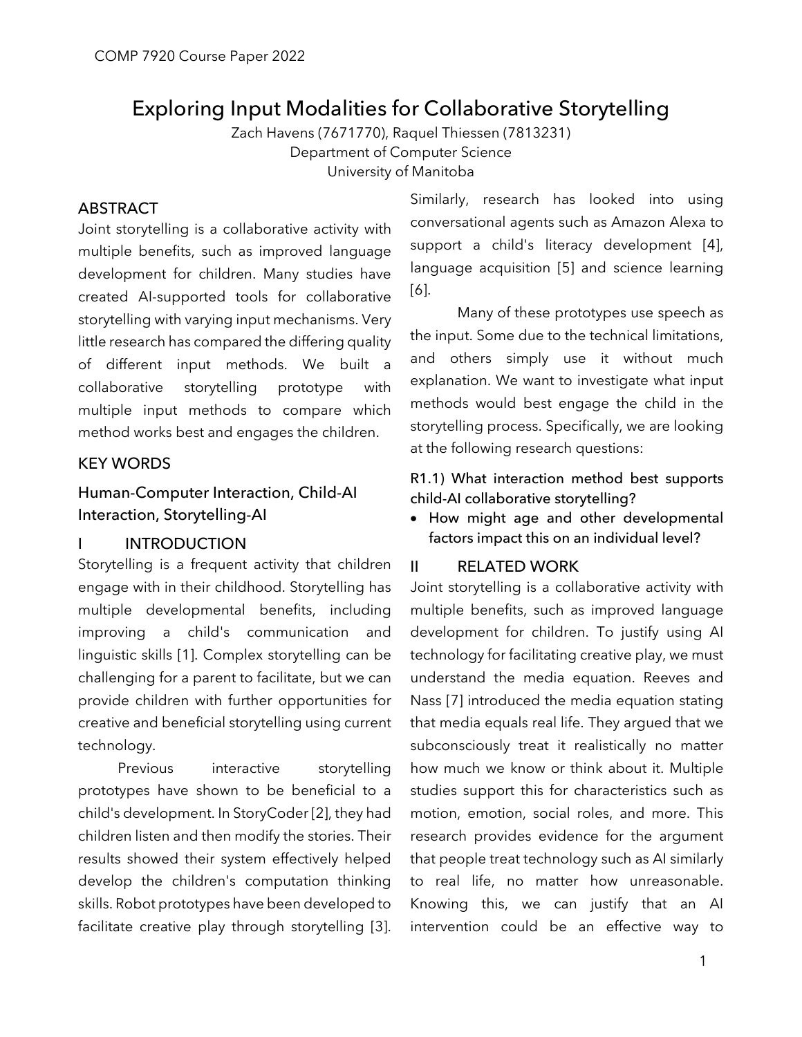# Exploring Input Modalities for Collaborative Storytelling

Zach Havens (7671770), Raquel Thiessen (7813231)
Department of Computer Science
University of Manitoba

## ABSTRACT

Joint storytelling is a collaborative activity with multiple benefits, such as improved language development for children. Many studies have created AI-supported tools for collaborative storytelling with varying input mechanisms. Very little research has compared the differing quality of different input methods. We built a collaborative storytelling prototype with multiple input methods to compare which method works best and engages the children.

## KEY WORDS

Human-Computer Interaction, Child-AI Interaction, Storytelling-AI

## I INTRODUCTION

Storytelling is a frequent activity that children engage with in their childhood. Storytelling has multiple developmental benefits, including improving a child's communication and linguistic skills [1]. Complex storytelling can be challenging for a parent to facilitate, but we can provide children with further opportunities for creative and beneficial storytelling using current technology.

Previous interactive storytelling prototypes have shown to be beneficial to a child's development. In StoryCoder [2], they had children listen and then modify the stories. Their results showed their system effectively helped develop the children's computation thinking skills. Robot prototypes have been developed to facilitate creative play through storytelling [3]. Similarly, research has looked into using conversational agents such as Amazon Alexa to support a child's literacy development [4], language acquisition [5] and science learning [6].

Many of these prototypes use speech as the input. Some due to the technical limitations, and others simply use it without much explanation. We want to investigate what input methods would best engage the child in the storytelling process. Specifically, we are looking at the following research questions:

**R1.1) What interaction method best supports child-AI collaborative storytelling?**

- **How might age and other developmental factors impact this on an individual level?**

## II RELATED WORK

Joint storytelling is a collaborative activity with multiple benefits, such as improved language development for children. To justify using AI technology for facilitating creative play, we must understand the media equation. Reeves and Nass [7] introduced the media equation stating that media equals real life. They argued that we subconsciously treat it realistically no matter how much we know or think about it. Multiple studies support this for characteristics such as motion, emotion, social roles, and more. This research provides evidence for the argument that people treat technology such as AI similarly to real life, no matter how unreasonable. Knowing this, we can justify that an AI intervention could be an effective way to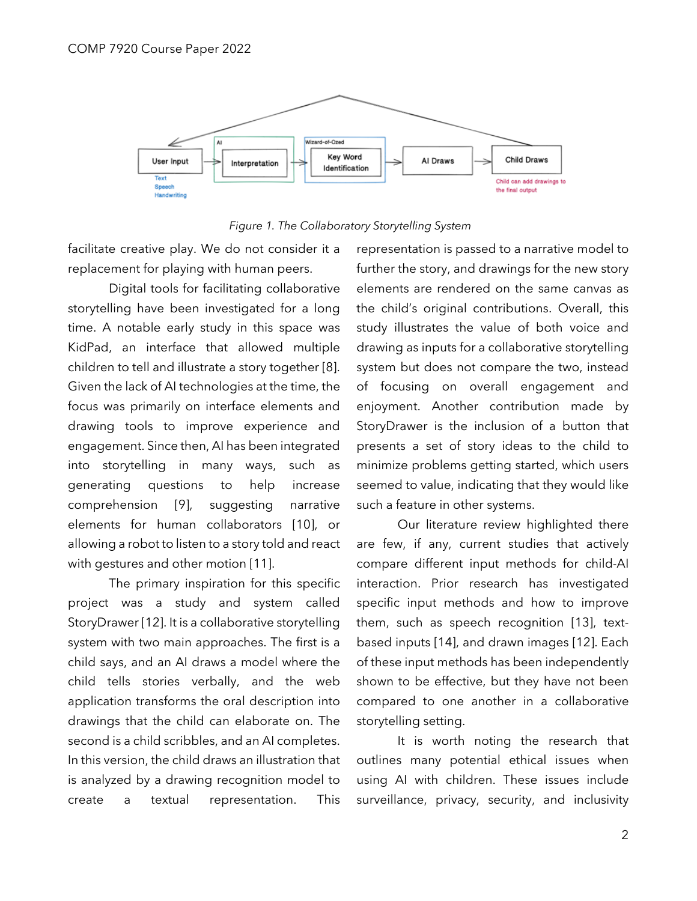*Figure 1. The Collaboratory Storytelling System*

facilitate creative play. We do not consider it a replacement for playing with human peers.

Digital tools for facilitating collaborative storytelling have been investigated for a long time. A notable early study in this space was KidPad, an interface that allowed multiple children to tell and illustrate a story together [8]. Given the lack of AI technologies at the time, the focus was primarily on interface elements and drawing tools to improve experience and engagement. Since then, AI has been integrated into storytelling in many ways, such as generating questions to help increase comprehension [9], suggesting narrative elements for human collaborators [10], or allowing a robot to listen to a story told and react with gestures and other motion [11].

The primary inspiration for this specific project was a study and system called StoryDrawer [12]. It is a collaborative storytelling system with two main approaches. The first is a child says, and an AI draws a model where the child tells stories verbally, and the web application transforms the oral description into drawings that the child can elaborate on. The second is a child scribbles, and an AI completes. In this version, the child draws an illustration that is analyzed by a drawing recognition model to create a textual representation. This representation is passed to a narrative model to further the story, and drawings for the new story elements are rendered on the same canvas as the child's original contributions. Overall, this study illustrates the value of both voice and drawing as inputs for a collaborative storytelling system but does not compare the two, instead of focusing on overall engagement and enjoyment. Another contribution made by StoryDrawer is the inclusion of a button that presents a set of story ideas to the child to minimize problems getting started, which users seemed to value, indicating that they would like such a feature in other systems.

Our literature review highlighted there are few, if any, current studies that actively compare different input methods for child-AI interaction. Prior research has investigated specific input methods and how to improve them, such as speech recognition [13], text-based inputs [14], and drawn images [12]. Each of these input methods has been independently shown to be effective, but they have not been compared to one another in a collaborative storytelling setting.

It is worth noting the research that outlines many potential ethical issues when using AI with children. These issues include surveillance, privacy, security, and inclusivity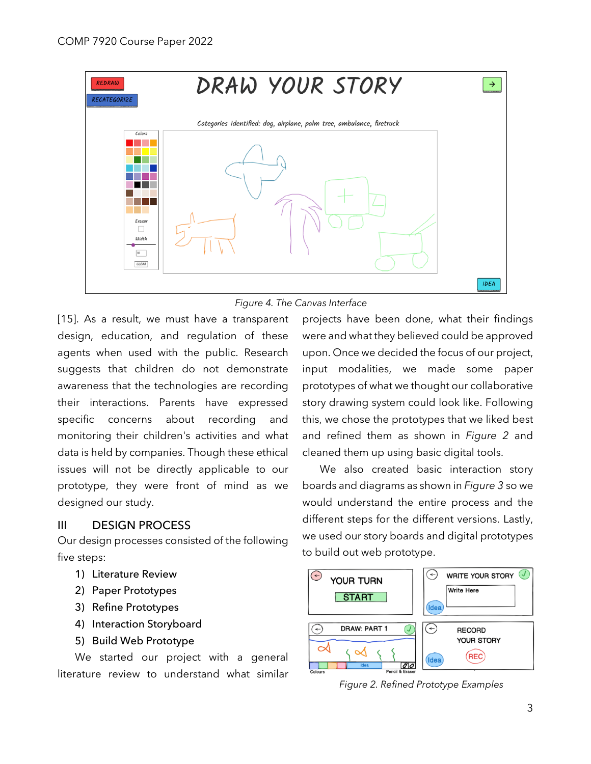Figure 4. The Canvas Interface

[15]. As a result, we must have a transparent design, education, and regulation of these agents when used with the public. Research suggests that children do not demonstrate awareness that the technologies are recording their interactions. Parents have expressed specific concerns about recording and monitoring their children's activities and what data is held by companies. Though these ethical issues will not be directly applicable to our prototype, they were front of mind as we designed our study.

## III DESIGN PROCESS

Our design processes consisted of the following five steps:

1) Literature Review
2) Paper Prototypes
3) Refine Prototypes
4) Interaction Storyboard
5) Build Web Prototype

We started our project with a general literature review to understand what similar projects have been done, what their findings were and what they believed could be approved upon. Once we decided the focus of our project, input modalities, we made some paper prototypes of what we thought our collaborative story drawing system could look like. Following this, we chose the prototypes that we liked best and refined them as shown in *Figure 2* and cleaned them up using basic digital tools.

We also created basic interaction story boards and diagrams as shown in *Figure 3* so we would understand the entire process and the different steps for the different versions. Lastly, we used our story boards and digital prototypes to build out web prototype.

Figure 2. Refined Prototype Examples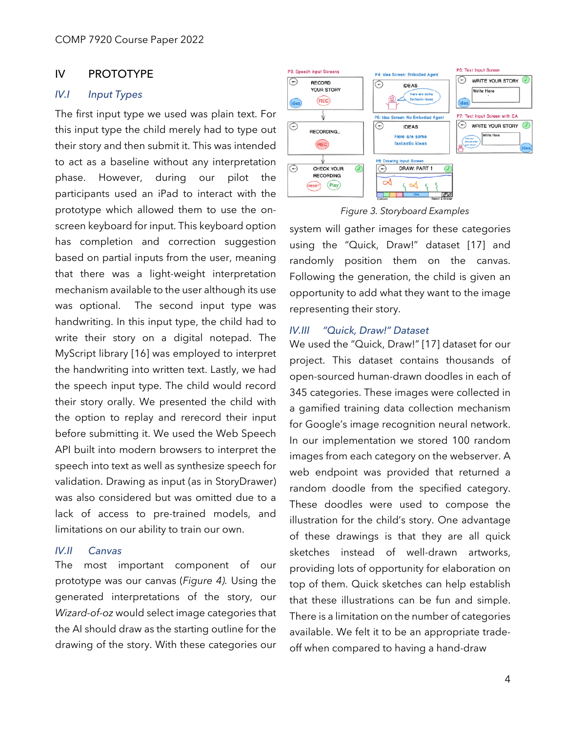# IV PROTOTYPE

## IV.I Input Types

The first input type we used was plain text. For this input type the child merely had to type out their story and then submit it. This was intended to act as a baseline without any interpretation phase. However, during our pilot the participants used an iPad to interact with the prototype which allowed them to use the on-screen keyboard for input. This keyboard option has completion and correction suggestion based on partial inputs from the user, meaning that there was a light-weight interpretation mechanism available to the user although its use was optional. The second input type was handwriting. In this input type, the child had to write their story on a digital notepad. The MyScript library [16] was employed to interpret the handwriting into written text. Lastly, we had the speech input type. The child would record their story orally. We presented the child with the option to replay and rerecord their input before submitting it. We used the Web Speech API built into modern browsers to interpret the speech into text as well as synthesize speech for validation. Drawing as input (as in StoryDrawer) was also considered but was omitted due to a lack of access to pre-trained models, and limitations on our ability to train our own.

## IV.II Canvas

The most important component of our prototype was our canvas (*Figure 4*). Using the generated interpretations of the story, our *Wizard-of-oz* would select image categories that the AI should draw as the starting outline for the drawing of the story. With these categories our system will gather images for these categories using the "Quick, Draw!" dataset [17] and randomly position them on the canvas. Following the generation, the child is given an opportunity to add what they want to the image representing their story.

*Figure 3. Storyboard Examples*

## IV.III "Quick, Draw!" Dataset

We used the "Quick, Draw!" [17] dataset for our project. This dataset contains thousands of open-sourced human-drawn doodles in each of 345 categories. These images were collected in a gamified training data collection mechanism for Google's image recognition neural network. In our implementation we stored 100 random images from each category on the webserver. A web endpoint was provided that returned a random doodle from the specified category. These doodles were used to compose the illustration for the child's story. One advantage of these drawings is that they are all quick sketches instead of well-drawn artworks, providing lots of opportunity for elaboration on top of them. Quick sketches can help establish that these illustrations can be fun and simple. There is a limitation on the number of categories available. We felt it to be an appropriate trade-off when compared to having a hand-draw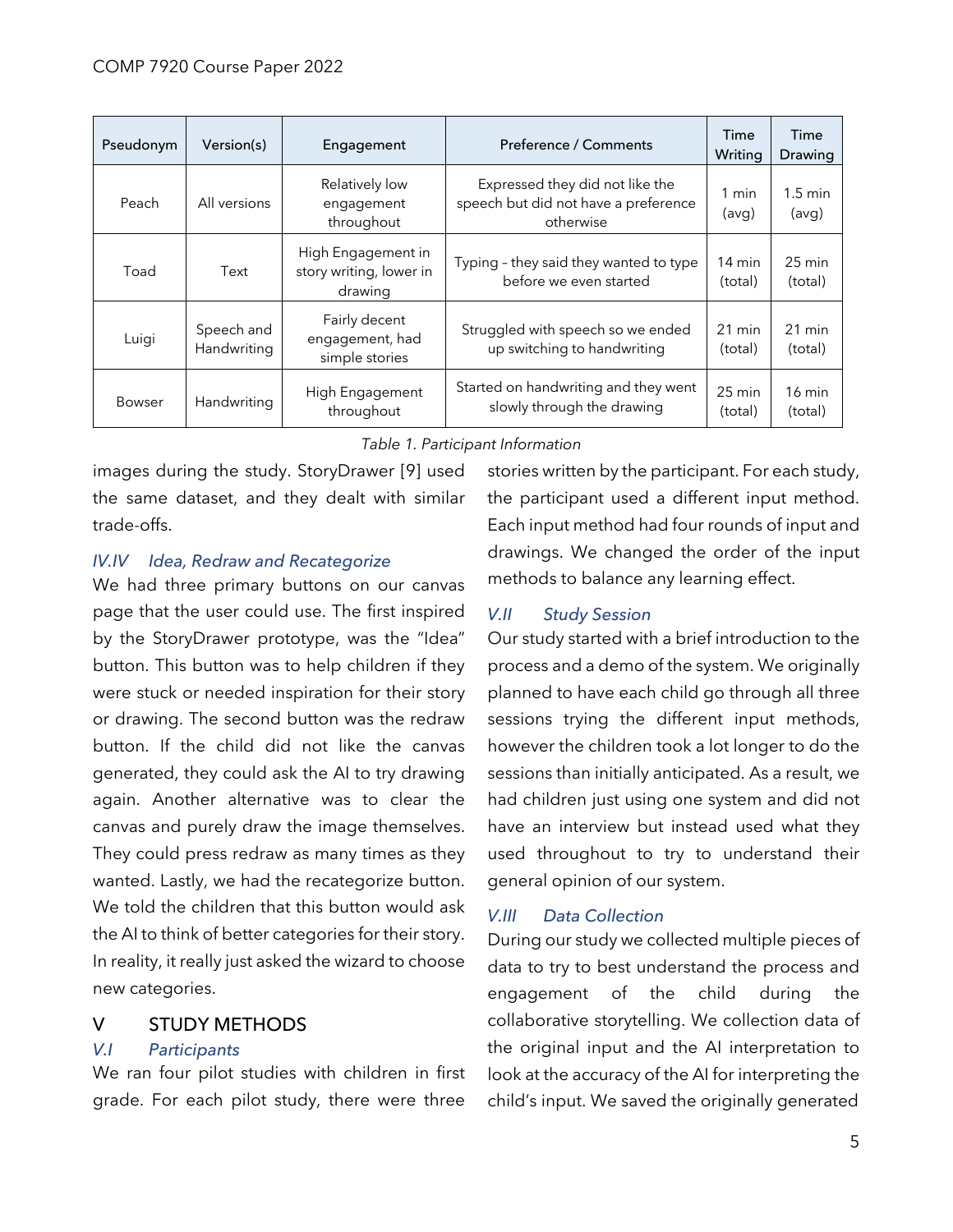| Pseudonym | Version(s) | Engagement | Preference / Comments | Time Writing | Time Drawing |
|---|---|---|---|---|---|
| Peach | All versions | Relatively low engagement throughout | Expressed they did not like the speech but did not have a preference otherwise | 1 min (avg) | 1.5 min (avg) |
| Toad | Text | High Engagement in story writing, lower in drawing | Typing – they said they wanted to type before we even started | 14 min (total) | 25 min (total) |
| Luigi | Speech and Handwriting | Fairly decent engagement, had simple stories | Struggled with speech so we ended up switching to handwriting | 21 min (total) | 21 min (total) |
| Bowser | Handwriting | High Engagement throughout | Started on handwriting and they went slowly through the drawing | 25 min (total) | 16 min (total) |

*Table 1. Participant Information*

images during the study. StoryDrawer [9] used the same dataset, and they dealt with similar trade-offs.

### *IV.IV Idea, Redraw and Recategorize*

We had three primary buttons on our canvas page that the user could use. The first inspired by the StoryDrawer prototype, was the "Idea" button. This button was to help children if they were stuck or needed inspiration for their story or drawing. The second button was the redraw button. If the child did not like the canvas generated, they could ask the AI to try drawing again. Another alternative was to clear the canvas and purely draw the image themselves. They could press redraw as many times as they wanted. Lastly, we had the recategorize button. We told the children that this button would ask the AI to think of better categories for their story. In reality, it really just asked the wizard to choose new categories.

## V STUDY METHODS

### *V.I Participants*

We ran four pilot studies with children in first grade. For each pilot study, there were three stories written by the participant. For each study, the participant used a different input method. Each input method had four rounds of input and drawings. We changed the order of the input methods to balance any learning effect.

### *V.II Study Session*

Our study started with a brief introduction to the process and a demo of the system. We originally planned to have each child go through all three sessions trying the different input methods, however the children took a lot longer to do the sessions than initially anticipated. As a result, we had children just using one system and did not have an interview but instead used what they used throughout to try to understand their general opinion of our system.

### *V.III Data Collection*

During our study we collected multiple pieces of data to try to best understand the process and engagement of the child during the collaborative storytelling. We collection data of the original input and the AI interpretation to look at the accuracy of the AI for interpreting the child's input. We saved the originally generated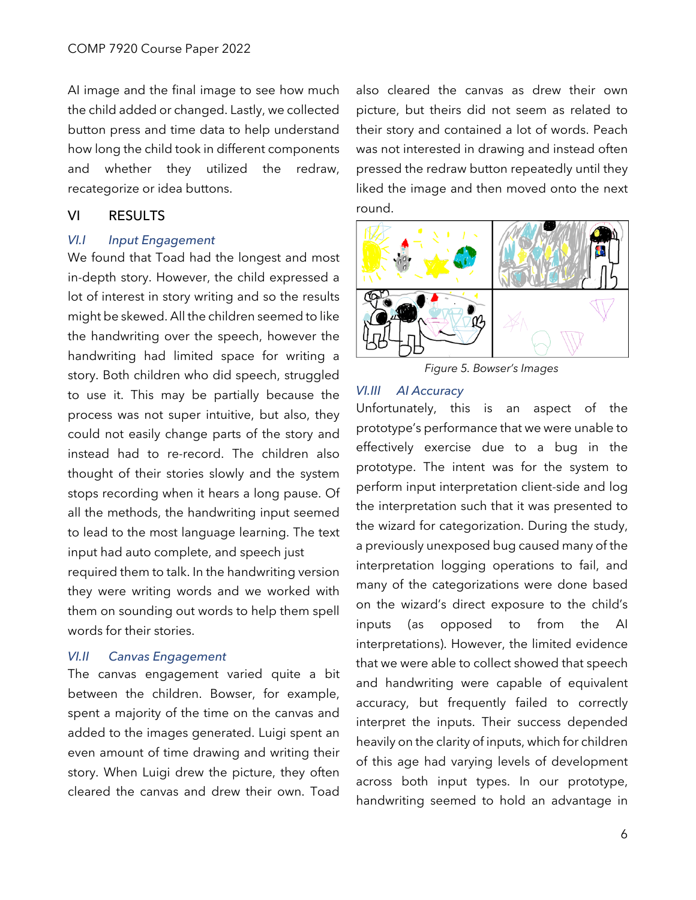AI image and the final image to see how much the child added or changed. Lastly, we collected button press and time data to help understand how long the child took in different components and whether they utilized the redraw, recategorize or idea buttons.

## VI RESULTS

### *VI.I Input Engagement*

We found that Toad had the longest and most in-depth story. However, the child expressed a lot of interest in story writing and so the results might be skewed. All the children seemed to like the handwriting over the speech, however the handwriting had limited space for writing a story. Both children who did speech, struggled to use it. This may be partially because the process was not super intuitive, but also, they could not easily change parts of the story and instead had to re-record. The children also thought of their stories slowly and the system stops recording when it hears a long pause. Of all the methods, the handwriting input seemed to lead to the most language learning. The text input had auto complete, and speech just required them to talk. In the handwriting version they were writing words and we worked with them on sounding out words to help them spell words for their stories.

### *VI.II Canvas Engagement*

The canvas engagement varied quite a bit between the children. Bowser, for example, spent a majority of the time on the canvas and added to the images generated. Luigi spent an even amount of time drawing and writing their story. When Luigi drew the picture, they often cleared the canvas and drew their own. Toad also cleared the canvas as drew their own picture, but theirs did not seem as related to their story and contained a lot of words. Peach was not interested in drawing and instead often pressed the redraw button repeatedly until they liked the image and then moved onto the next round.

*Figure 5. Bowser's Images*

### *VI.III AI Accuracy*

Unfortunately, this is an aspect of the prototype's performance that we were unable to effectively exercise due to a bug in the prototype. The intent was for the system to perform input interpretation client-side and log the interpretation such that it was presented to the wizard for categorization. During the study, a previously unexposed bug caused many of the interpretation logging operations to fail, and many of the categorizations were done based on the wizard's direct exposure to the child's inputs (as opposed to from the AI interpretations). However, the limited evidence that we were able to collect showed that speech and handwriting were capable of equivalent accuracy, but frequently failed to correctly interpret the inputs. Their success depended heavily on the clarity of inputs, which for children of this age had varying levels of development across both input types. In our prototype, handwriting seemed to hold an advantage in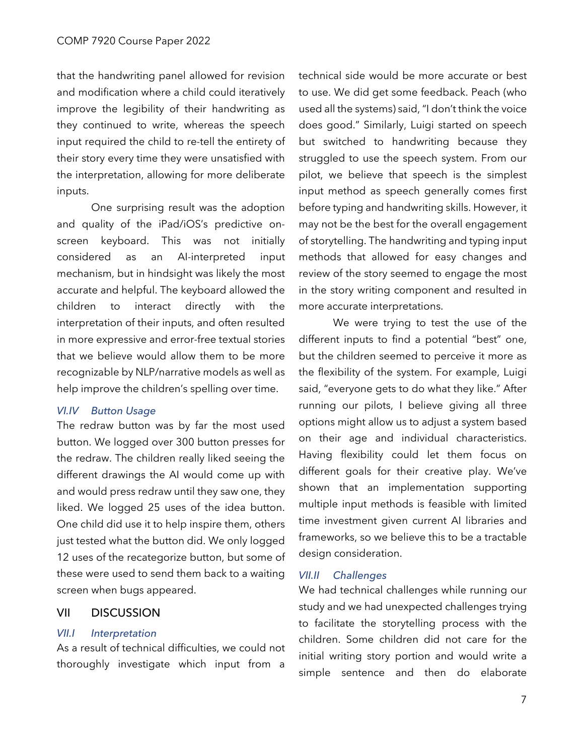that the handwriting panel allowed for revision and modification where a child could iteratively improve the legibility of their handwriting as they continued to write, whereas the speech input required the child to re-tell the entirety of their story every time they were unsatisfied with the interpretation, allowing for more deliberate inputs.

One surprising result was the adoption and quality of the iPad/iOS's predictive on-screen keyboard. This was not initially considered as an AI-interpreted input mechanism, but in hindsight was likely the most accurate and helpful. The keyboard allowed the children to interact directly with the interpretation of their inputs, and often resulted in more expressive and error-free textual stories that we believe would allow them to be more recognizable by NLP/narrative models as well as help improve the children's spelling over time.

### *VI.IV Button Usage*

The redraw button was by far the most used button. We logged over 300 button presses for the redraw. The children really liked seeing the different drawings the AI would come up with and would press redraw until they saw one, they liked. We logged 25 uses of the idea button. One child did use it to help inspire them, others just tested what the button did. We only logged 12 uses of the recategorize button, but some of these were used to send them back to a waiting screen when bugs appeared.

## VII DISCUSSION

### *VII.I Interpretation*

As a result of technical difficulties, we could not thoroughly investigate which input from a technical side would be more accurate or best to use. We did get some feedback. Peach (who used all the systems) said, "I don't think the voice does good." Similarly, Luigi started on speech but switched to handwriting because they struggled to use the speech system. From our pilot, we believe that speech is the simplest input method as speech generally comes first before typing and handwriting skills. However, it may not be the best for the overall engagement of storytelling. The handwriting and typing input methods that allowed for easy changes and review of the story seemed to engage the most in the story writing component and resulted in more accurate interpretations.

We were trying to test the use of the different inputs to find a potential "best" one, but the children seemed to perceive it more as the flexibility of the system. For example, Luigi said, "everyone gets to do what they like." After running our pilots, I believe giving all three options might allow us to adjust a system based on their age and individual characteristics. Having flexibility could let them focus on different goals for their creative play. We've shown that an implementation supporting multiple input methods is feasible with limited time investment given current AI libraries and frameworks, so we believe this to be a tractable design consideration.

### *VII.II Challenges*

We had technical challenges while running our study and we had unexpected challenges trying to facilitate the storytelling process with the children. Some children did not care for the initial writing story portion and would write a simple sentence and then do elaborate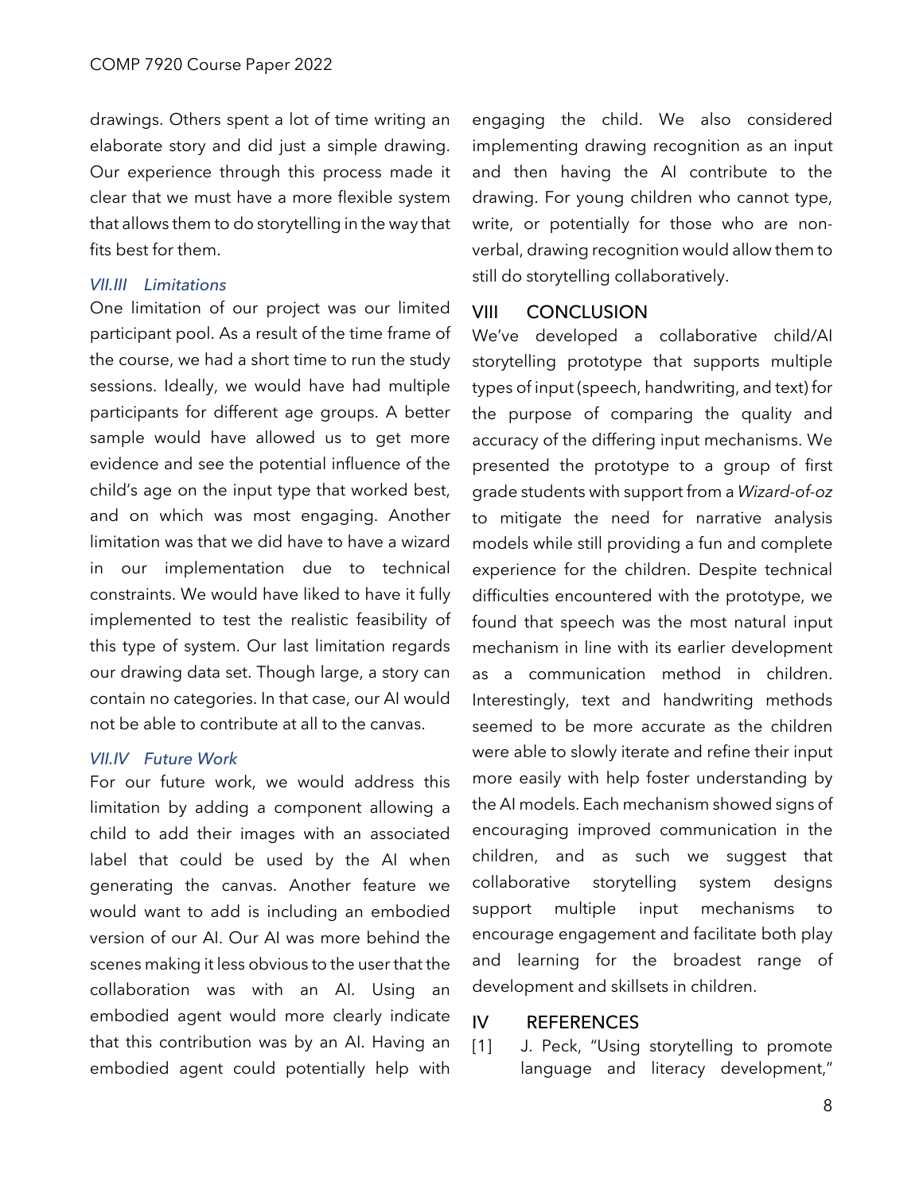drawings. Others spent a lot of time writing an elaborate story and did just a simple drawing. Our experience through this process made it clear that we must have a more flexible system that allows them to do storytelling in the way that fits best for them.

### *VII.III Limitations*

One limitation of our project was our limited participant pool. As a result of the time frame of the course, we had a short time to run the study sessions. Ideally, we would have had multiple participants for different age groups. A better sample would have allowed us to get more evidence and see the potential influence of the child's age on the input type that worked best, and on which was most engaging. Another limitation was that we did have to have a wizard in our implementation due to technical constraints. We would have liked to have it fully implemented to test the realistic feasibility of this type of system. Our last limitation regards our drawing data set. Though large, a story can contain no categories. In that case, our AI would not be able to contribute at all to the canvas.

### *VII.IV Future Work*

For our future work, we would address this limitation by adding a component allowing a child to add their images with an associated label that could be used by the AI when generating the canvas. Another feature we would want to add is including an embodied version of our AI. Our AI was more behind the scenes making it less obvious to the user that the collaboration was with an AI. Using an embodied agent would more clearly indicate that this contribution was by an AI. Having an embodied agent could potentially help with engaging the child. We also considered implementing drawing recognition as an input and then having the AI contribute to the drawing. For young children who cannot type, write, or potentially for those who are non-verbal, drawing recognition would allow them to still do storytelling collaboratively.

## VIII CONCLUSION

We've developed a collaborative child/AI storytelling prototype that supports multiple types of input (speech, handwriting, and text) for the purpose of comparing the quality and accuracy of the differing input mechanisms. We presented the prototype to a group of first grade students with support from a *Wizard-of-oz* to mitigate the need for narrative analysis models while still providing a fun and complete experience for the children. Despite technical difficulties encountered with the prototype, we found that speech was the most natural input mechanism in line with its earlier development as a communication method in children. Interestingly, text and handwriting methods seemed to be more accurate as the children were able to slowly iterate and refine their input more easily with help foster understanding by the AI models. Each mechanism showed signs of encouraging improved communication in the children, and as such we suggest that collaborative storytelling system designs support multiple input mechanisms to encourage engagement and facilitate both play and learning for the broadest range of development and skillsets in children.

## IV REFERENCES

[1] J. Peck, "Using storytelling to promote language and literacy development,"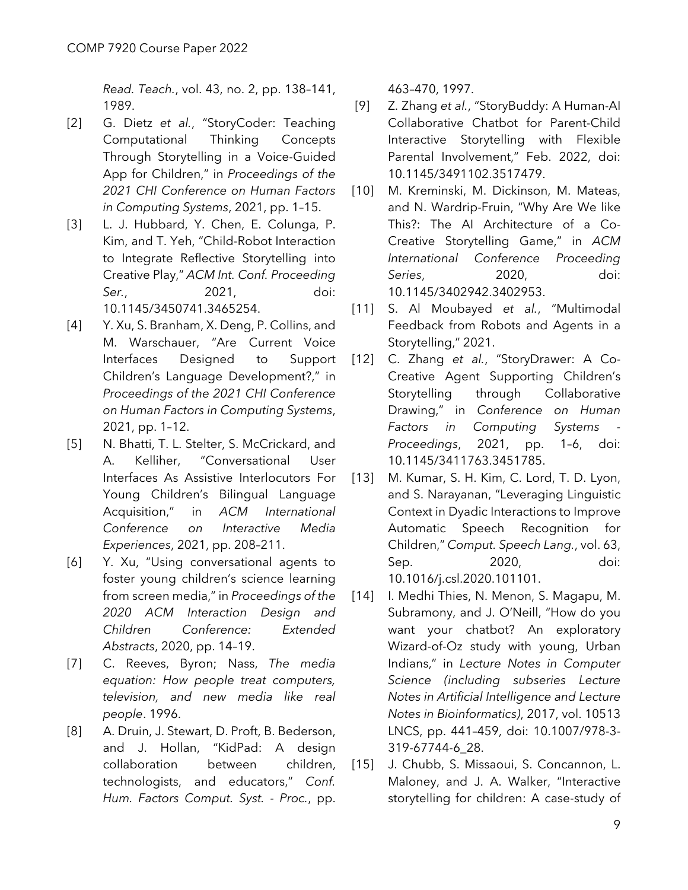*Read. Teach.*, vol. 43, no. 2, pp. 138–141, 1989.

[2] G. Dietz *et al.*, "StoryCoder: Teaching Computational Thinking Concepts Through Storytelling in a Voice-Guided App for Children," in *Proceedings of the 2021 CHI Conference on Human Factors in Computing Systems*, 2021, pp. 1–15.

[3] L. J. Hubbard, Y. Chen, E. Colunga, P. Kim, and T. Yeh, "Child-Robot Interaction to Integrate Reflective Storytelling into Creative Play," *ACM Int. Conf. Proceeding Ser.*, 2021, doi: 10.1145/3450741.3465254.

[4] Y. Xu, S. Branham, X. Deng, P. Collins, and M. Warschauer, "Are Current Voice Interfaces Designed to Support Children's Language Development?," in *Proceedings of the 2021 CHI Conference on Human Factors in Computing Systems*, 2021, pp. 1–12.

[5] N. Bhatti, T. L. Stelter, S. McCrickard, and A. Kelliher, "Conversational User Interfaces As Assistive Interlocutors For Young Children's Bilingual Language Acquisition," in *ACM International Conference on Interactive Media Experiences*, 2021, pp. 208–211.

[6] Y. Xu, "Using conversational agents to foster young children's science learning from screen media," in *Proceedings of the 2020 ACM Interaction Design and Children Conference: Extended Abstracts*, 2020, pp. 14–19.

[7] C. Reeves, Byron; Nass, *The media equation: How people treat computers, television, and new media like real people*. 1996.

[8] A. Druin, J. Stewart, D. Proft, B. Bederson, and J. Hollan, "KidPad: A design collaboration between children, technologists, and educators," *Conf. Hum. Factors Comput. Syst. - Proc.*, pp. 463–470, 1997.

[9] Z. Zhang *et al.*, "StoryBuddy: A Human-AI Collaborative Chatbot for Parent-Child Interactive Storytelling with Flexible Parental Involvement," Feb. 2022, doi: 10.1145/3491102.3517479.

[10] M. Kreminski, M. Dickinson, M. Mateas, and N. Wardrip-Fruin, "Why Are We like This?: The AI Architecture of a Co-Creative Storytelling Game," in *ACM International Conference Proceeding Series*, 2020, doi: 10.1145/3402942.3402953.

[11] S. Al Moubayed *et al.*, "Multimodal Feedback from Robots and Agents in a Storytelling," 2021.

[12] C. Zhang *et al.*, "StoryDrawer: A Co-Creative Agent Supporting Children's Storytelling through Collaborative Drawing," in *Conference on Human Factors in Computing Systems - Proceedings*, 2021, pp. 1–6, doi: 10.1145/3411763.3451785.

[13] M. Kumar, S. H. Kim, C. Lord, T. D. Lyon, and S. Narayanan, "Leveraging Linguistic Context in Dyadic Interactions to Improve Automatic Speech Recognition for Children," *Comput. Speech Lang.*, vol. 63, Sep. 2020, doi: 10.1016/j.csl.2020.101101.

[14] I. Medhi Thies, N. Menon, S. Magapu, M. Subramony, and J. O'Neill, "How do you want your chatbot? An exploratory Wizard-of-Oz study with young, Urban Indians," in *Lecture Notes in Computer Science (including subseries Lecture Notes in Artificial Intelligence and Lecture Notes in Bioinformatics)*, 2017, vol. 10513 LNCS, pp. 441–459, doi: 10.1007/978-3-319-67744-6_28.

[15] J. Chubb, S. Missaoui, S. Concannon, L. Maloney, and J. A. Walker, "Interactive storytelling for children: A case-study of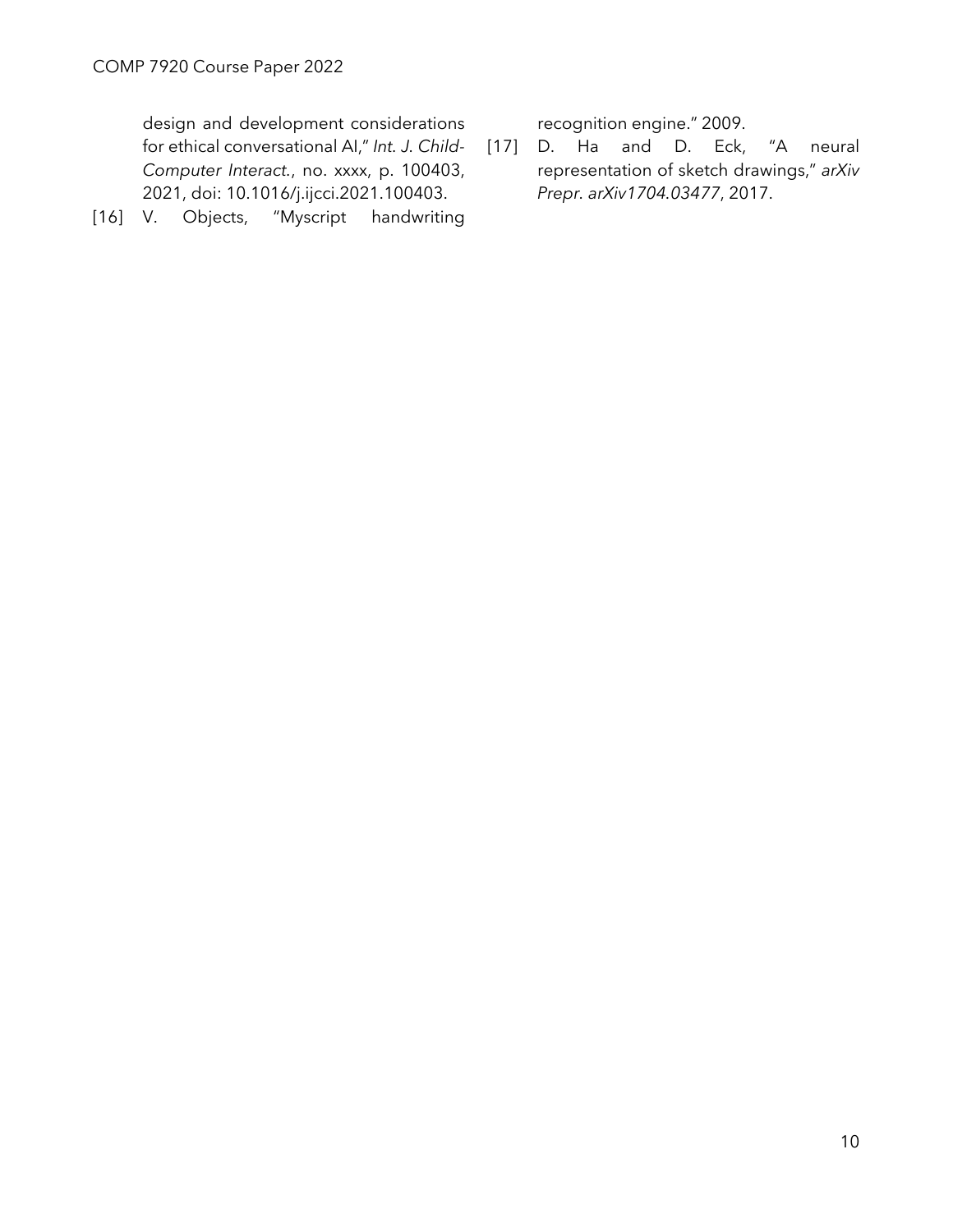design and development considerations for ethical conversational AI," *Int. J. Child-Computer Interact.*, no. xxxx, p. 100403, 2021, doi: 10.1016/j.ijcci.2021.100403.

[16] V. Objects, "Myscript handwriting recognition engine." 2009.

[17] D. Ha and D. Eck, "A neural representation of sketch drawings," *arXiv Prepr. arXiv1704.03477*, 2017.